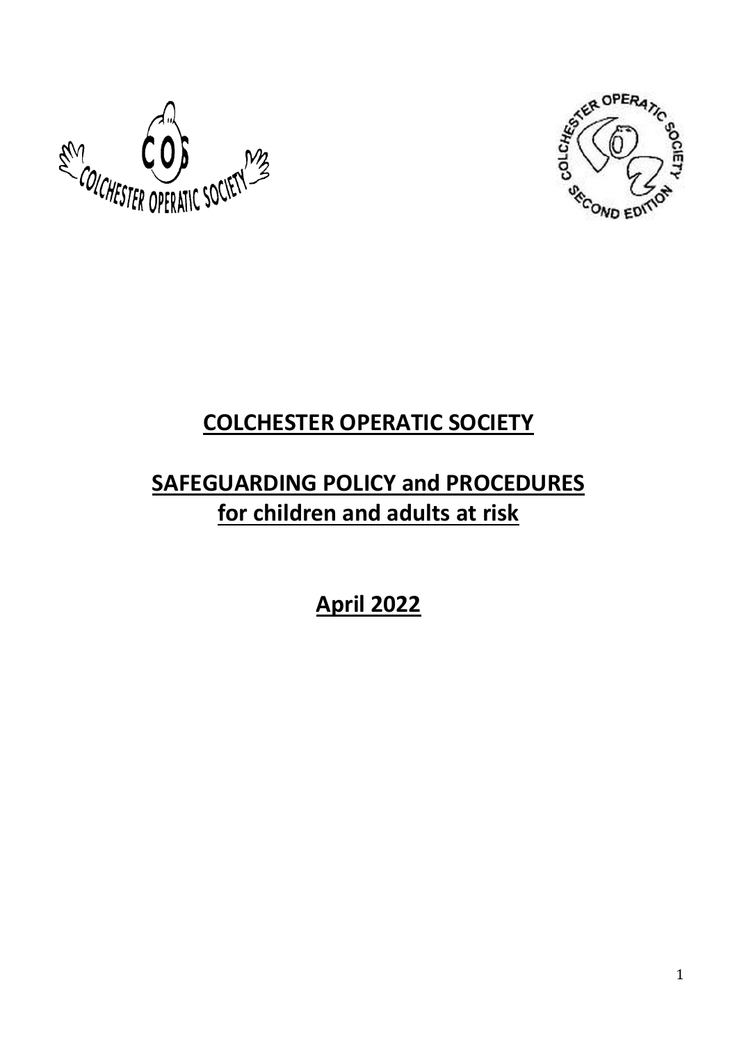# COLCHESTER OPERATIC SOCIETY

## SAFEGUARDING POLICY and PROCEDURES for children and adults at risk

## April 2022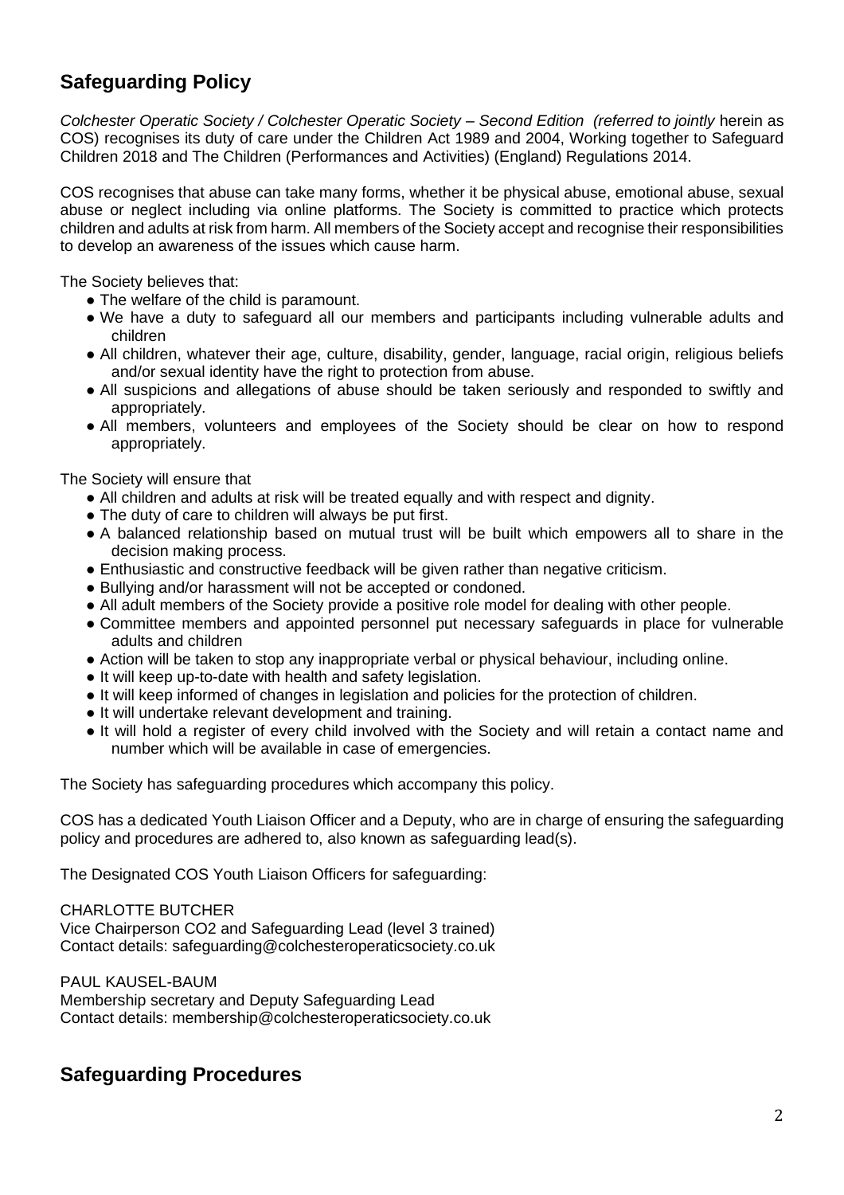## Safeguarding Policy

*Colchester Operatic Society / Colchester Operatic Society – Second Edition (referred to jointly* herein as COS) recognises its duty of care under the Children Act 1989 and 2004, Working together to Safeguard Children 2018 and The Children (Performances and Activities) (England) Regulations 2014.

COS recognises that abuse can take many forms, whether it be physical abuse, emotional abuse, sexual abuse or neglect including via online platforms. The Society is committed to practice which protects children and adults at risk from harm. All members of the Society accept and recognise their responsibilities to develop an awareness of the issues which cause harm.

The Society believes that:

- The welfare of the child is paramount.
- We have a duty to safeguard all our members and participants including vulnerable adults and children
- All children, whatever their age, culture, disability, gender, language, racial origin, religious beliefs and/or sexual identity have the right to protection from abuse.
- All suspicions and allegations of abuse should be taken seriously and responded to swiftly and appropriately.
- All members, volunteers and employees of the Society should be clear on how to respond appropriately.

The Society will ensure that

- All children and adults at risk will be treated equally and with respect and dignity.
- The duty of care to children will always be put first.
- A balanced relationship based on mutual trust will be built which empowers all to share in the decision making process.
- Enthusiastic and constructive feedback will be given rather than negative criticism.
- Bullying and/or harassment will not be accepted or condoned.
- All adult members of the Society provide a positive role model for dealing with other people.
- Committee members and appointed personnel put necessary safeguards in place for vulnerable adults and children
- Action will be taken to stop any inappropriate verbal or physical behaviour, including online.
- It will keep up-to-date with health and safety legislation.
- It will keep informed of changes in legislation and policies for the protection of children.
- It will undertake relevant development and training.
- It will hold a register of every child involved with the Society and will retain a contact name and number which will be available in case of emergencies.

The Society has safeguarding procedures which accompany this policy.

COS has a dedicated Youth Liaison Officer and a Deputy, who are in charge of ensuring the safeguarding policy and procedures are adhered to, also known as safeguarding lead(s).

The Designated COS Youth Liaison Officers for safeguarding:

CHARLOTTE BUTCHER
Vice Chairperson CO2 and Safeguarding Lead (level 3 trained)
Contact details: safeguarding@colchesteroperaticsociety.co.uk

PAUL KAUSEL-BAUM
Membership secretary and Deputy Safeguarding Lead
Contact details: membership@colchesteroperaticsociety.co.uk

## Safeguarding Procedures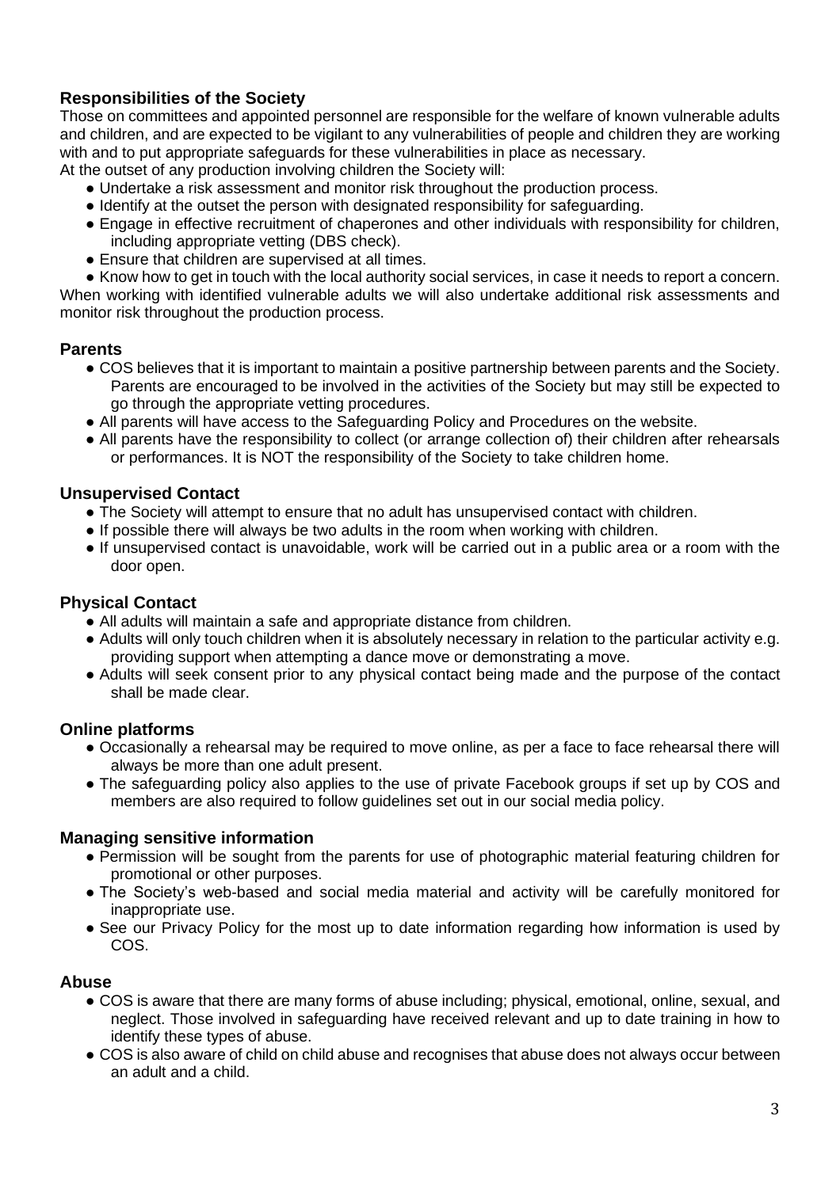### Responsibilities of the Society

Those on committees and appointed personnel are responsible for the welfare of known vulnerable adults and children, and are expected to be vigilant to any vulnerabilities of people and children they are working with and to put appropriate safeguards for these vulnerabilities in place as necessary.

At the outset of any production involving children the Society will:

- Undertake a risk assessment and monitor risk throughout the production process.
- Identify at the outset the person with designated responsibility for safeguarding.
- Engage in effective recruitment of chaperones and other individuals with responsibility for children, including appropriate vetting (DBS check).
- Ensure that children are supervised at all times.
- Know how to get in touch with the local authority social services, in case it needs to report a concern.

When working with identified vulnerable adults we will also undertake additional risk assessments and monitor risk throughout the production process.

### Parents

- COS believes that it is important to maintain a positive partnership between parents and the Society. Parents are encouraged to be involved in the activities of the Society but may still be expected to go through the appropriate vetting procedures.
- All parents will have access to the Safeguarding Policy and Procedures on the website.
- All parents have the responsibility to collect (or arrange collection of) their children after rehearsals or performances. It is NOT the responsibility of the Society to take children home.

### Unsupervised Contact

- The Society will attempt to ensure that no adult has unsupervised contact with children.
- If possible there will always be two adults in the room when working with children.
- If unsupervised contact is unavoidable, work will be carried out in a public area or a room with the door open.

### Physical Contact

- All adults will maintain a safe and appropriate distance from children.
- Adults will only touch children when it is absolutely necessary in relation to the particular activity e.g. providing support when attempting a dance move or demonstrating a move.
- Adults will seek consent prior to any physical contact being made and the purpose of the contact shall be made clear.

### Online platforms

- Occasionally a rehearsal may be required to move online, as per a face to face rehearsal there will always be more than one adult present.
- The safeguarding policy also applies to the use of private Facebook groups if set up by COS and members are also required to follow guidelines set out in our social media policy.

### Managing sensitive information

- Permission will be sought from the parents for use of photographic material featuring children for promotional or other purposes.
- The Society's web-based and social media material and activity will be carefully monitored for inappropriate use.
- See our Privacy Policy for the most up to date information regarding how information is used by COS.

### Abuse

- COS is aware that there are many forms of abuse including; physical, emotional, online, sexual, and neglect. Those involved in safeguarding have received relevant and up to date training in how to identify these types of abuse.
- COS is also aware of child on child abuse and recognises that abuse does not always occur between an adult and a child.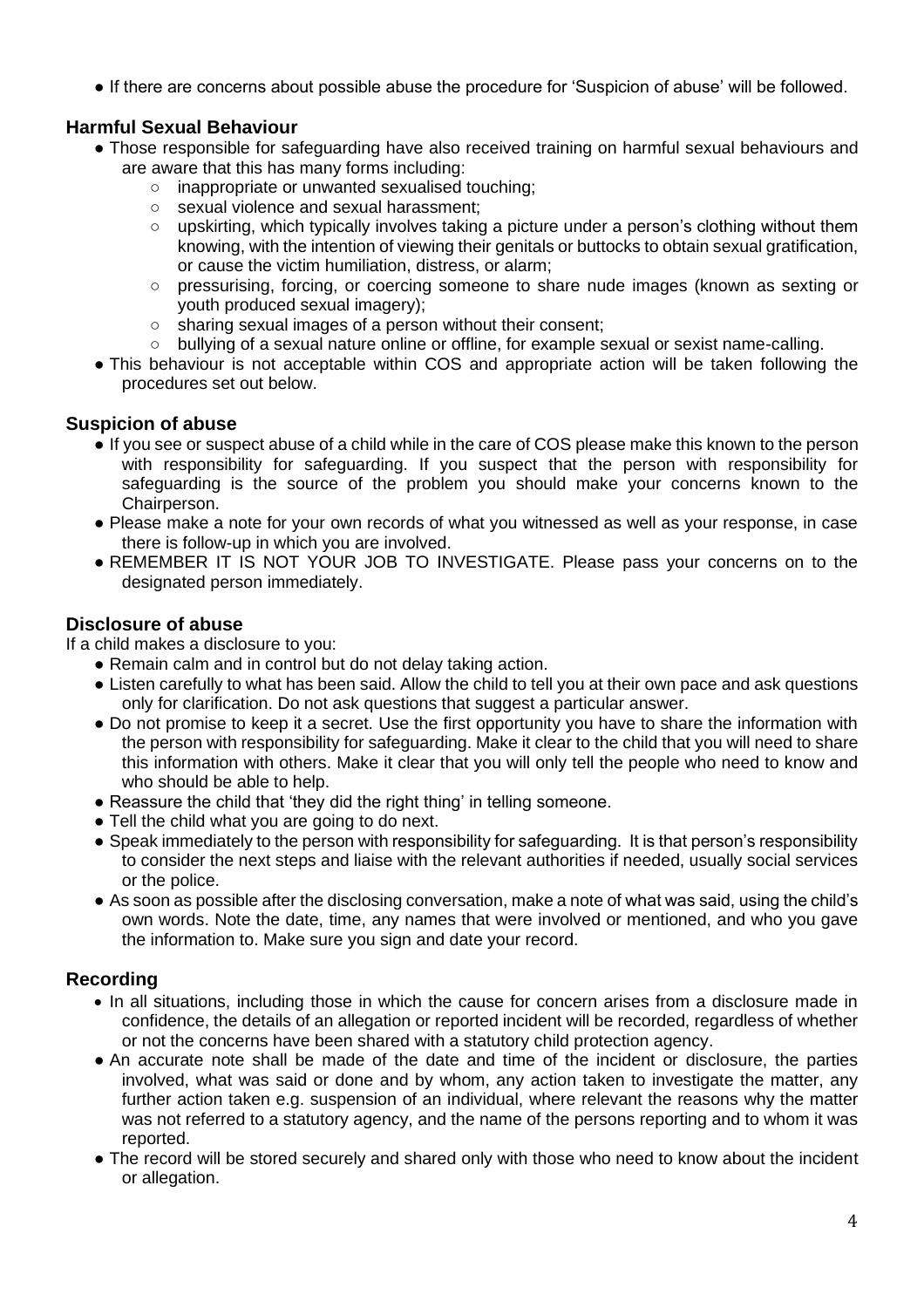- If there are concerns about possible abuse the procedure for 'Suspicion of abuse' will be followed.

## Harmful Sexual Behaviour

- Those responsible for safeguarding have also received training on harmful sexual behaviours and are aware that this has many forms including:
  - inappropriate or unwanted sexualised touching;
  - sexual violence and sexual harassment;
  - upskirting, which typically involves taking a picture under a person's clothing without them knowing, with the intention of viewing their genitals or buttocks to obtain sexual gratification, or cause the victim humiliation, distress, or alarm;
  - pressurising, forcing, or coercing someone to share nude images (known as sexting or youth produced sexual imagery);
  - sharing sexual images of a person without their consent;
  - bullying of a sexual nature online or offline, for example sexual or sexist name-calling.
- This behaviour is not acceptable within COS and appropriate action will be taken following the procedures set out below.

## Suspicion of abuse

- If you see or suspect abuse of a child while in the care of COS please make this known to the person with responsibility for safeguarding. If you suspect that the person with responsibility for safeguarding is the source of the problem you should make your concerns known to the Chairperson.
- Please make a note for your own records of what you witnessed as well as your response, in case there is follow-up in which you are involved.
- REMEMBER IT IS NOT YOUR JOB TO INVESTIGATE. Please pass your concerns on to the designated person immediately.

## Disclosure of abuse

If a child makes a disclosure to you:

- Remain calm and in control but do not delay taking action.
- Listen carefully to what has been said. Allow the child to tell you at their own pace and ask questions only for clarification. Do not ask questions that suggest a particular answer.
- Do not promise to keep it a secret. Use the first opportunity you have to share the information with the person with responsibility for safeguarding. Make it clear to the child that you will need to share this information with others. Make it clear that you will only tell the people who need to know and who should be able to help.
- Reassure the child that 'they did the right thing' in telling someone.
- Tell the child what you are going to do next.
- Speak immediately to the person with responsibility for safeguarding. It is that person's responsibility to consider the next steps and liaise with the relevant authorities if needed, usually social services or the police.
- As soon as possible after the disclosing conversation, make a note of what was said, using the child's own words. Note the date, time, any names that were involved or mentioned, and who you gave the information to. Make sure you sign and date your record.

## Recording

- In all situations, including those in which the cause for concern arises from a disclosure made in confidence, the details of an allegation or reported incident will be recorded, regardless of whether or not the concerns have been shared with a statutory child protection agency.
- An accurate note shall be made of the date and time of the incident or disclosure, the parties involved, what was said or done and by whom, any action taken to investigate the matter, any further action taken e.g. suspension of an individual, where relevant the reasons why the matter was not referred to a statutory agency, and the name of the persons reporting and to whom it was reported.
- The record will be stored securely and shared only with those who need to know about the incident or allegation.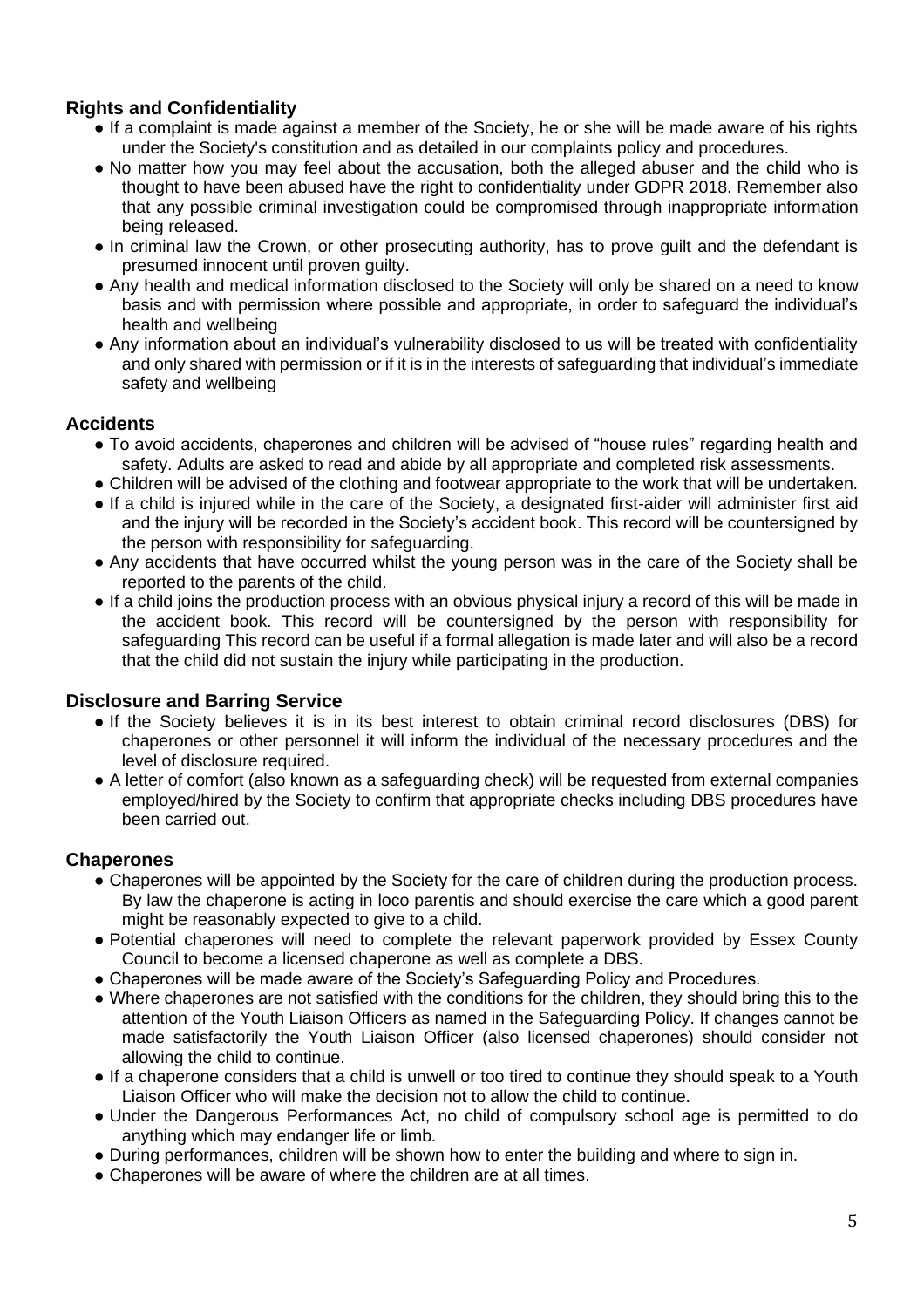## Rights and Confidentiality

- If a complaint is made against a member of the Society, he or she will be made aware of his rights under the Society's constitution and as detailed in our complaints policy and procedures.
- No matter how you may feel about the accusation, both the alleged abuser and the child who is thought to have been abused have the right to confidentiality under GDPR 2018. Remember also that any possible criminal investigation could be compromised through inappropriate information being released.
- In criminal law the Crown, or other prosecuting authority, has to prove guilt and the defendant is presumed innocent until proven guilty.
- Any health and medical information disclosed to the Society will only be shared on a need to know basis and with permission where possible and appropriate, in order to safeguard the individual's health and wellbeing
- Any information about an individual's vulnerability disclosed to us will be treated with confidentiality and only shared with permission or if it is in the interests of safeguarding that individual's immediate safety and wellbeing

## Accidents

- To avoid accidents, chaperones and children will be advised of "house rules" regarding health and safety. Adults are asked to read and abide by all appropriate and completed risk assessments.
- Children will be advised of the clothing and footwear appropriate to the work that will be undertaken.
- If a child is injured while in the care of the Society, a designated first-aider will administer first aid and the injury will be recorded in the Society's accident book. This record will be countersigned by the person with responsibility for safeguarding.
- Any accidents that have occurred whilst the young person was in the care of the Society shall be reported to the parents of the child.
- If a child joins the production process with an obvious physical injury a record of this will be made in the accident book. This record will be countersigned by the person with responsibility for safeguarding This record can be useful if a formal allegation is made later and will also be a record that the child did not sustain the injury while participating in the production.

## Disclosure and Barring Service

- If the Society believes it is in its best interest to obtain criminal record disclosures (DBS) for chaperones or other personnel it will inform the individual of the necessary procedures and the level of disclosure required.
- A letter of comfort (also known as a safeguarding check) will be requested from external companies employed/hired by the Society to confirm that appropriate checks including DBS procedures have been carried out.

## Chaperones

- Chaperones will be appointed by the Society for the care of children during the production process. By law the chaperone is acting in loco parentis and should exercise the care which a good parent might be reasonably expected to give to a child.
- Potential chaperones will need to complete the relevant paperwork provided by Essex County Council to become a licensed chaperone as well as complete a DBS.
- Chaperones will be made aware of the Society's Safeguarding Policy and Procedures.
- Where chaperones are not satisfied with the conditions for the children, they should bring this to the attention of the Youth Liaison Officers as named in the Safeguarding Policy. If changes cannot be made satisfactorily the Youth Liaison Officer (also licensed chaperones) should consider not allowing the child to continue.
- If a chaperone considers that a child is unwell or too tired to continue they should speak to a Youth Liaison Officer who will make the decision not to allow the child to continue.
- Under the Dangerous Performances Act, no child of compulsory school age is permitted to do anything which may endanger life or limb.
- During performances, children will be shown how to enter the building and where to sign in.
- Chaperones will be aware of where the children are at all times.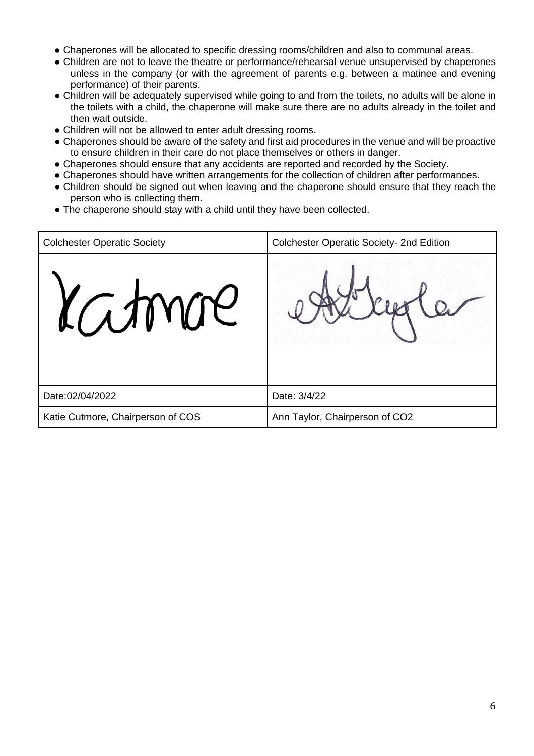- Chaperones will be allocated to specific dressing rooms/children and also to communal areas.
- Children are not to leave the theatre or performance/rehearsal venue unsupervised by chaperones unless in the company (or with the agreement of parents e.g. between a matinee and evening performance) of their parents.
- Children will be adequately supervised while going to and from the toilets, no adults will be alone in the toilets with a child, the chaperone will make sure there are no adults already in the toilet and then wait outside.
- Children will not be allowed to enter adult dressing rooms.
- Chaperones should be aware of the safety and first aid procedures in the venue and will be proactive to ensure children in their care do not place themselves or others in danger.
- Chaperones should ensure that any accidents are reported and recorded by the Society.
- Chaperones should have written arrangements for the collection of children after performances.
- Children should be signed out when leaving and the chaperone should ensure that they reach the person who is collecting them.
- The chaperone should stay with a child until they have been collected.

| Colchester Operatic Society | Colchester Operatic Society- 2nd Edition |
|---|---|
| Kcutmore | ATaylor |
| Date:02/04/2022 | Date: 3/4/22 |
| Katie Cutmore, Chairperson of COS | Ann Taylor, Chairperson of CO2 |